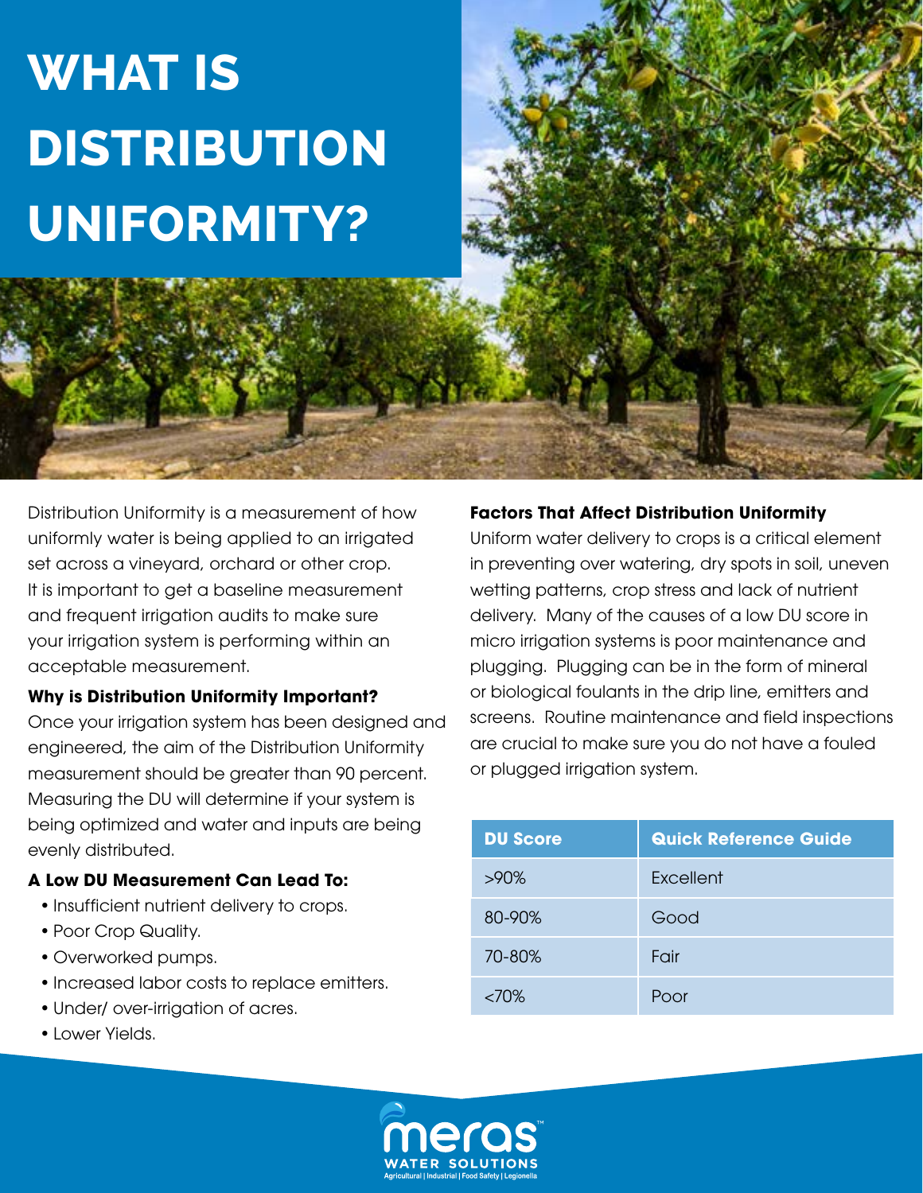# WHAT IS DISTRIBUTION UNIFORMITY?

Distribution Uniformity is a measurement of how uniformly water is being applied to an irrigated set across a vineyard, orchard or other crop. It is important to get a baseline measurement and frequent irrigation audits to make sure your irrigation system is performing within an acceptable measurement.

**Why is Distribution Uniformity Important?**

Once your irrigation system has been designed and engineered, the aim of the Distribution Uniformity measurement should be greater than 90 percent. Measuring the DU will determine if your system is being optimized and water and inputs are being evenly distributed.

**A Low DU Measurement Can Lead To:**

- Insufficient nutrient delivery to crops.
- Poor Crop Quality.
- Overworked pumps.
- Increased labor costs to replace emitters.
- Under/ over-irrigation of acres.
- Lower Yields.

**Factors That Affect Distribution Uniformity**

Uniform water delivery to crops is a critical element in preventing over watering, dry spots in soil, uneven wetting patterns, crop stress and lack of nutrient delivery. Many of the causes of a low DU score in micro irrigation systems is poor maintenance and plugging. Plugging can be in the form of mineral or biological foulants in the drip line, emitters and screens. Routine maintenance and field inspections are crucial to make sure you do not have a fouled or plugged irrigation system.

| DU Score | Quick Reference Guide |
|---|---|
| >90% | Excellent |
| 80-90% | Good |
| 70-80% | Fair |
| <70% | Poor |

meras™ WATER SOLUTIONS

Agricultural | Industrial | Food Safety | Legionella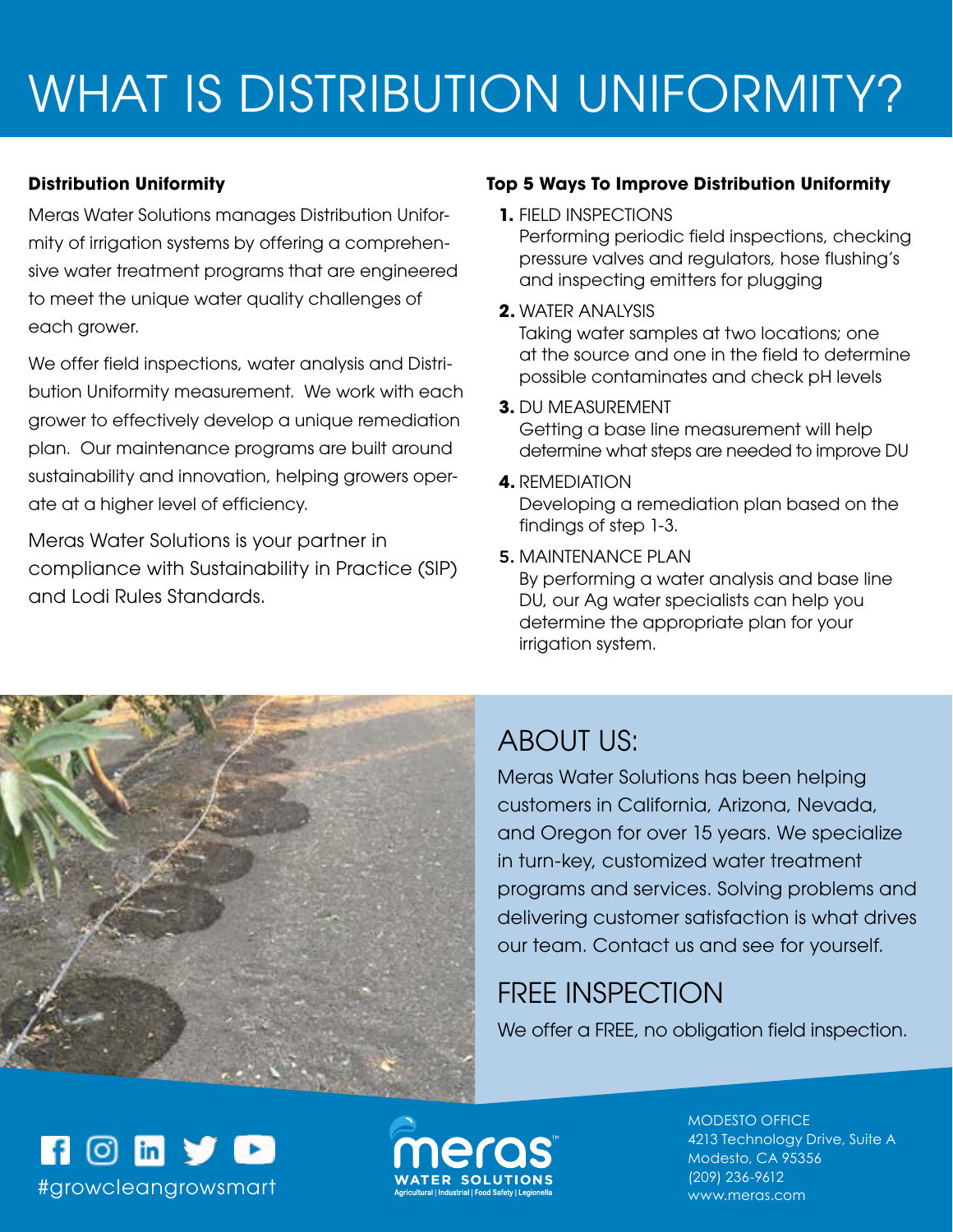# WHAT IS DISTRIBUTION UNIFORMITY?

**Distribution Uniformity**

Meras Water Solutions manages Distribution Uniformity of irrigation systems by offering a comprehensive water treatment programs that are engineered to meet the unique water quality challenges of each grower.

We offer field inspections, water analysis and Distribution Uniformity measurement. We work with each grower to effectively develop a unique remediation plan. Our maintenance programs are built around sustainability and innovation, helping growers operate at a higher level of efficiency.

Meras Water Solutions is your partner in compliance with Sustainability in Practice (SIP) and Lodi Rules Standards.

**Top 5 Ways To Improve Distribution Uniformity**

1. FIELD INSPECTIONS
   Performing periodic field inspections, checking pressure valves and regulators, hose flushing's and inspecting emitters for plugging
2. WATER ANALYSIS
   Taking water samples at two locations; one at the source and one in the field to determine possible contaminates and check pH levels
3. DU MEASUREMENT
   Getting a base line measurement will help determine what steps are needed to improve DU
4. REMEDIATION
   Developing a remediation plan based on the findings of step 1-3.
5. MAINTENANCE PLAN
   By performing a water analysis and base line DU, our Ag water specialists can help you determine the appropriate plan for your irrigation system.

## ABOUT US:

Meras Water Solutions has been helping customers in California, Arizona, Nevada, and Oregon for over 15 years. We specialize in turn-key, customized water treatment programs and services. Solving problems and delivering customer satisfaction is what drives our team. Contact us and see for yourself.

## FREE INSPECTION

We offer a FREE, no obligation field inspection.

#growcleangrowsmart

meras™ WATER SOLUTIONS
Agricultural | Industrial | Food Safety | Legionella

MODESTO OFFICE
4213 Technology Drive, Suite A
Modesto, CA 95356
(209) 236-9612
www.meras.com